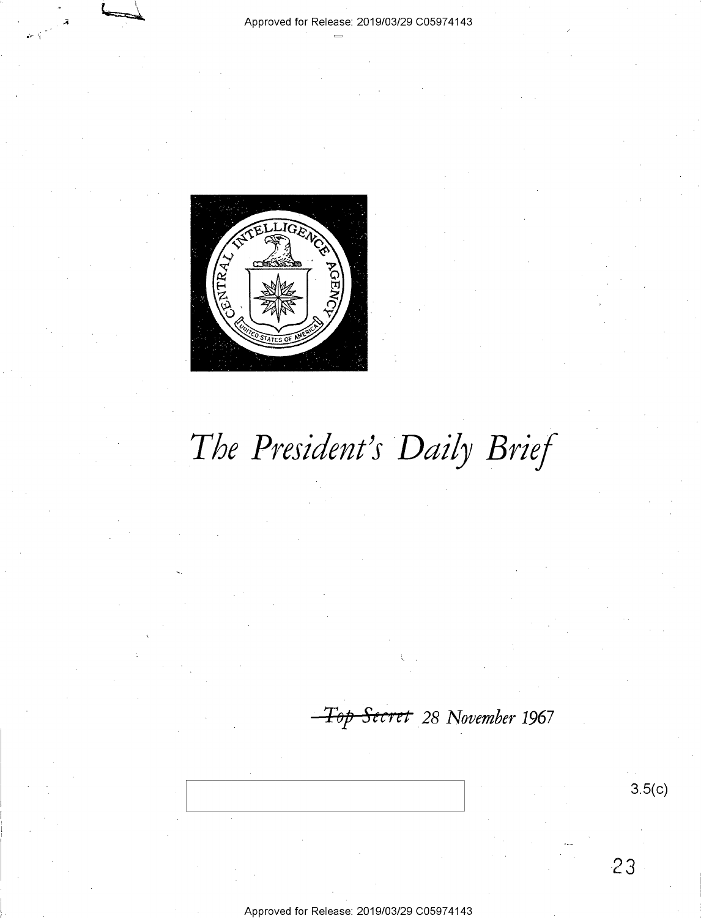# The President's Daily Brief

~~Top Secret~~ 28 November 1967

3.5(c)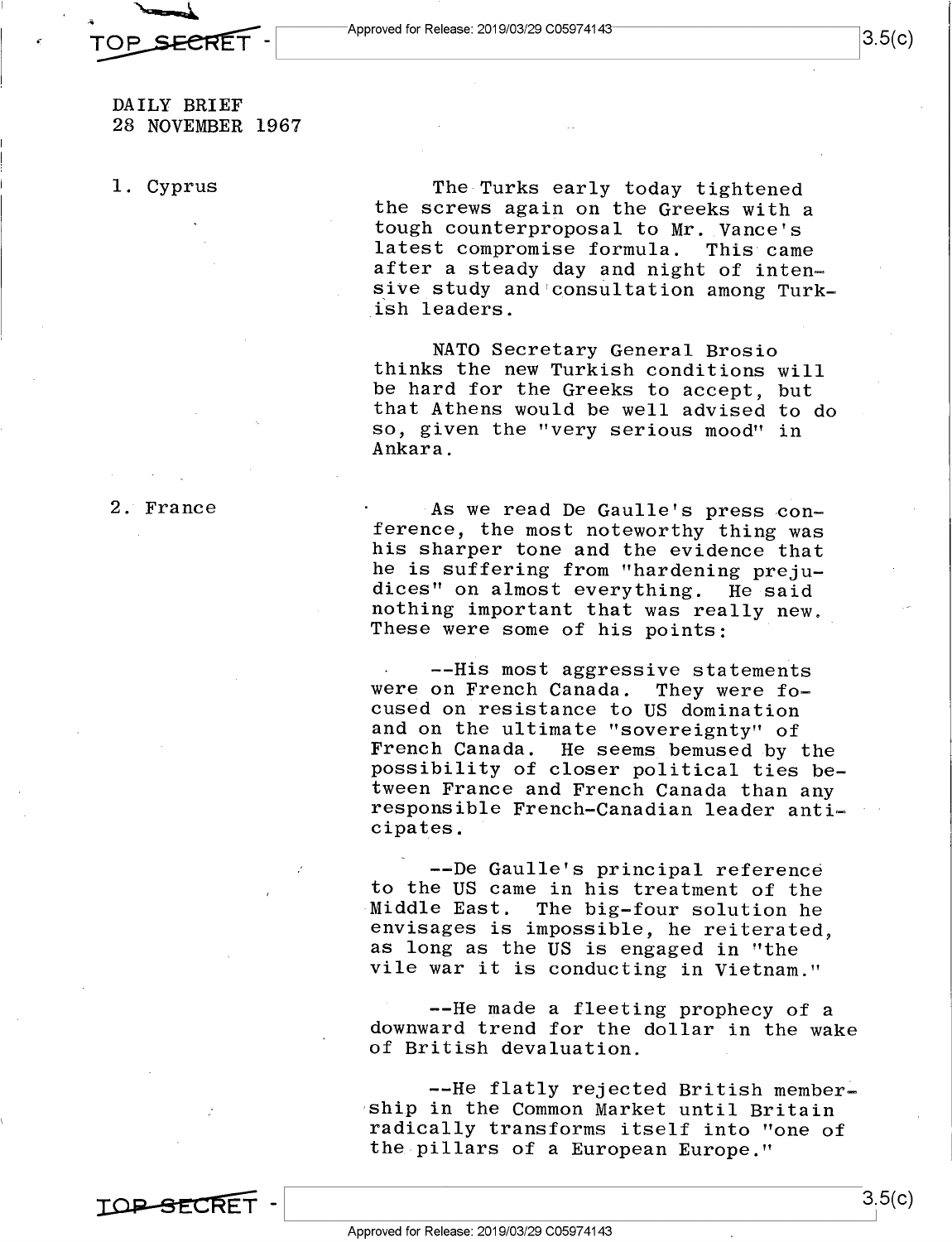DAILY BRIEF
28 NOVEMBER 1967

1. Cyprus

The Turks early today tightened the screws again on the Greeks with a tough counterproposal to Mr. Vance's latest compromise formula. This came after a steady day and night of intensive study and consultation among Turkish leaders.

NATO Secretary General Brosio thinks the new Turkish conditions will be hard for the Greeks to accept, but that Athens would be well advised to do so, given the "very serious mood" in Ankara.

2. France

As we read De Gaulle's press conference, the most noteworthy thing was his sharper tone and the evidence that he is suffering from "hardening prejudices" on almost everything. He said nothing important that was really new. These were some of his points:

--His most aggressive statements were on French Canada. They were focused on resistance to US domination and on the ultimate "sovereignty" of French Canada. He seems bemused by the possibility of closer political ties between France and French Canada than any responsible French-Canadian leader anticipates.

--De Gaulle's principal reference to the US came in his treatment of the Middle East. The big-four solution he envisages is impossible, he reiterated, as long as the US is engaged in "the vile war it is conducting in Vietnam."

--He made a fleeting prophecy of a downward trend for the dollar in the wake of British devaluation.

--He flatly rejected British membership in the Common Market until Britain radically transforms itself into "one of the pillars of a European Europe."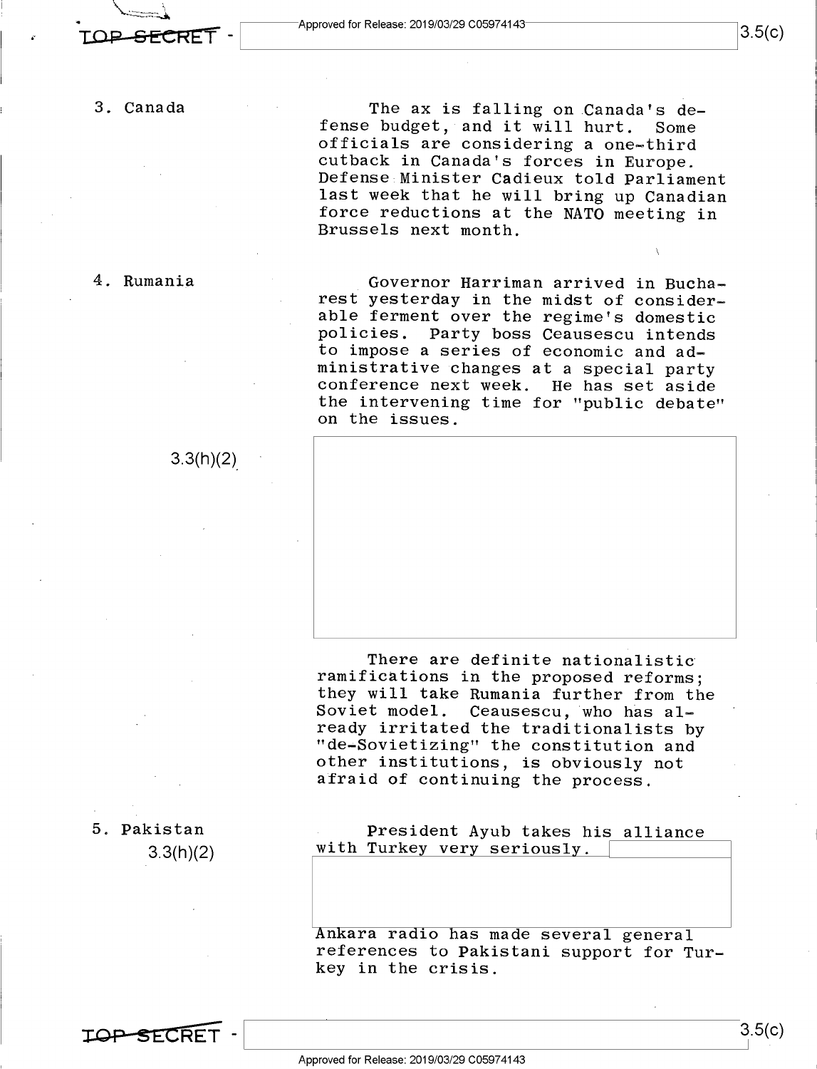3. Canada

The ax is falling on Canada's defense budget, and it will hurt. Some officials are considering a one-third cutback in Canada's forces in Europe. Defense Minister Cadieux told Parliament last week that he will bring up Canadian force reductions at the NATO meeting in Brussels next month.

4. Rumania

Governor Harriman arrived in Bucharest yesterday in the midst of considerable ferment over the regime's domestic policies. Party boss Ceausescu intends to impose a series of economic and administrative changes at a special party conference next week. He has set aside the intervening time for "public debate" on the issues.

3.3(h)(2)

There are definite nationalistic ramifications in the proposed reforms; they will take Rumania further from the Soviet model. Ceausescu, who has already irritated the traditionalists by "de-Sovietizing" the constitution and other institutions, is obviously not afraid of continuing the process.

5. Pakistan
3.3(h)(2)

President Ayub takes his alliance with Turkey very seriously.

Ankara radio has made several general references to Pakistani support for Turkey in the crisis.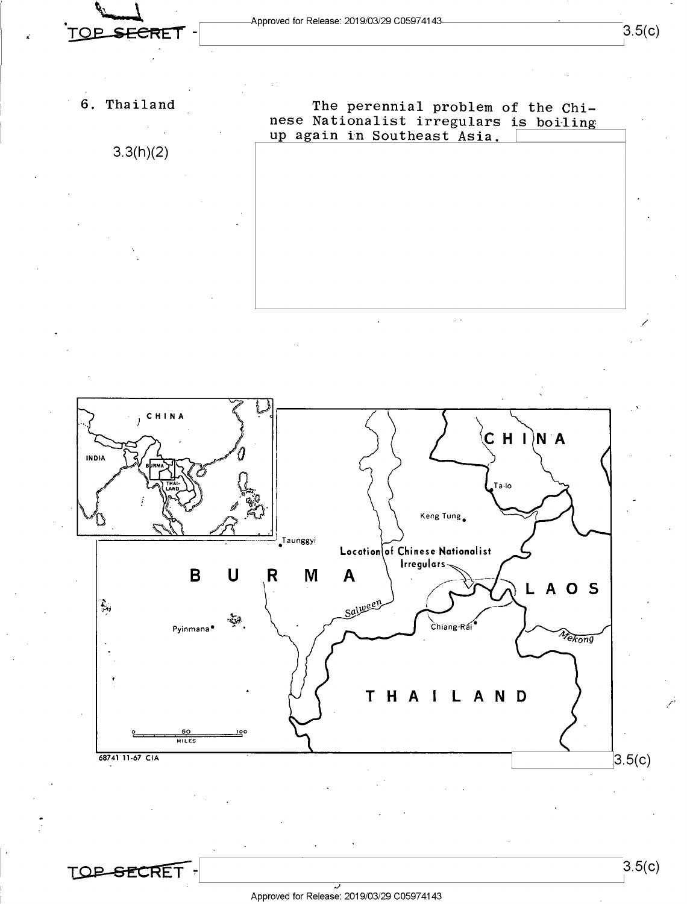6. Thailand

3.3(h)(2)

The perennial problem of the Chinese Nationalist irregulars is boiling up again in Southeast Asia.

CHINA

INDIA

BURMA

THAILAND

CHINA

Ta-lo

Keng Tung

Taunggyi

Location of Chinese Nationalist Irregulars

BURMA

LAOS

Salween

Pyinmana

Chiang-Rai

Mekong

THAILAND

0 50 100
MILES

68741 11-67 CIA

3.5(c)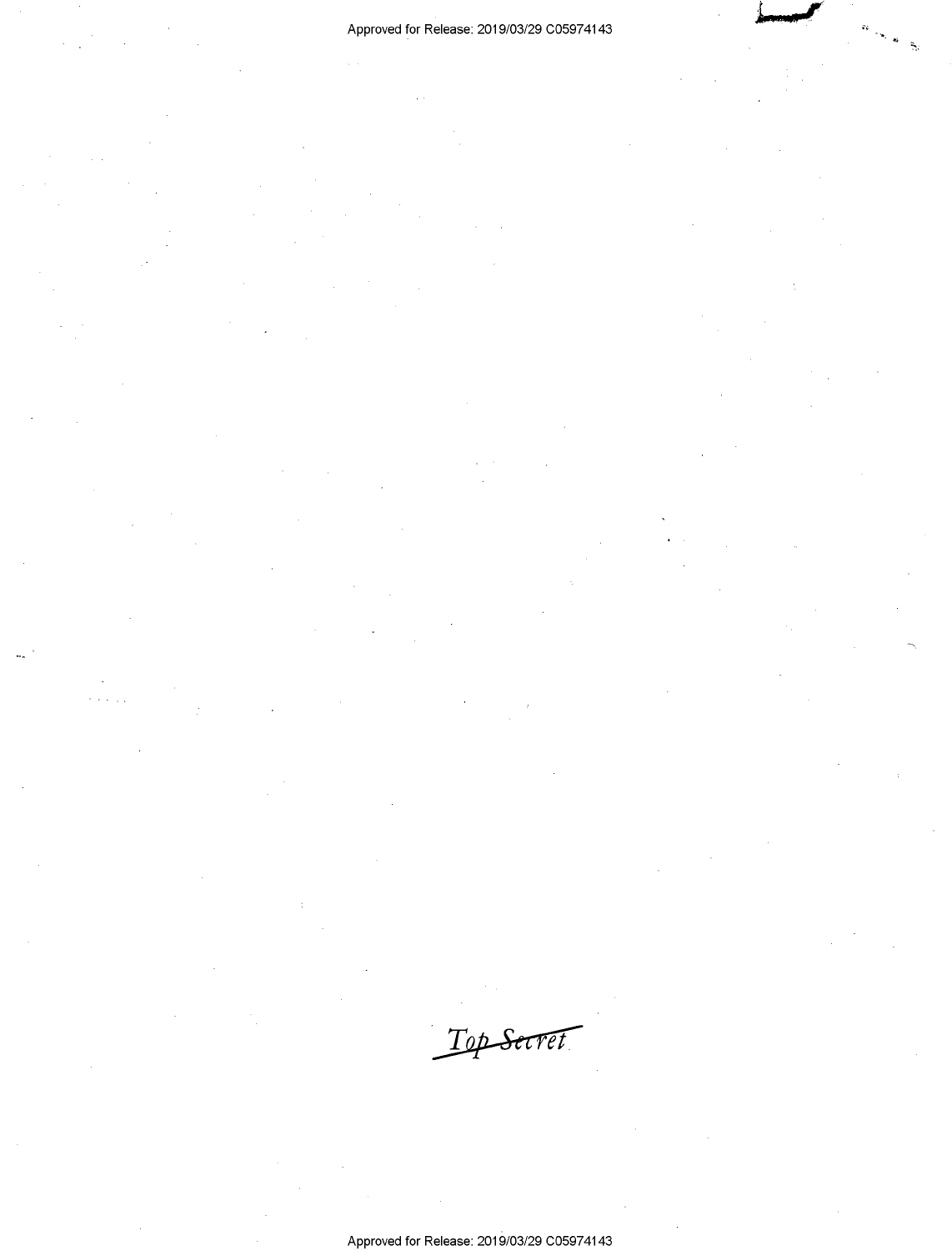Top Secret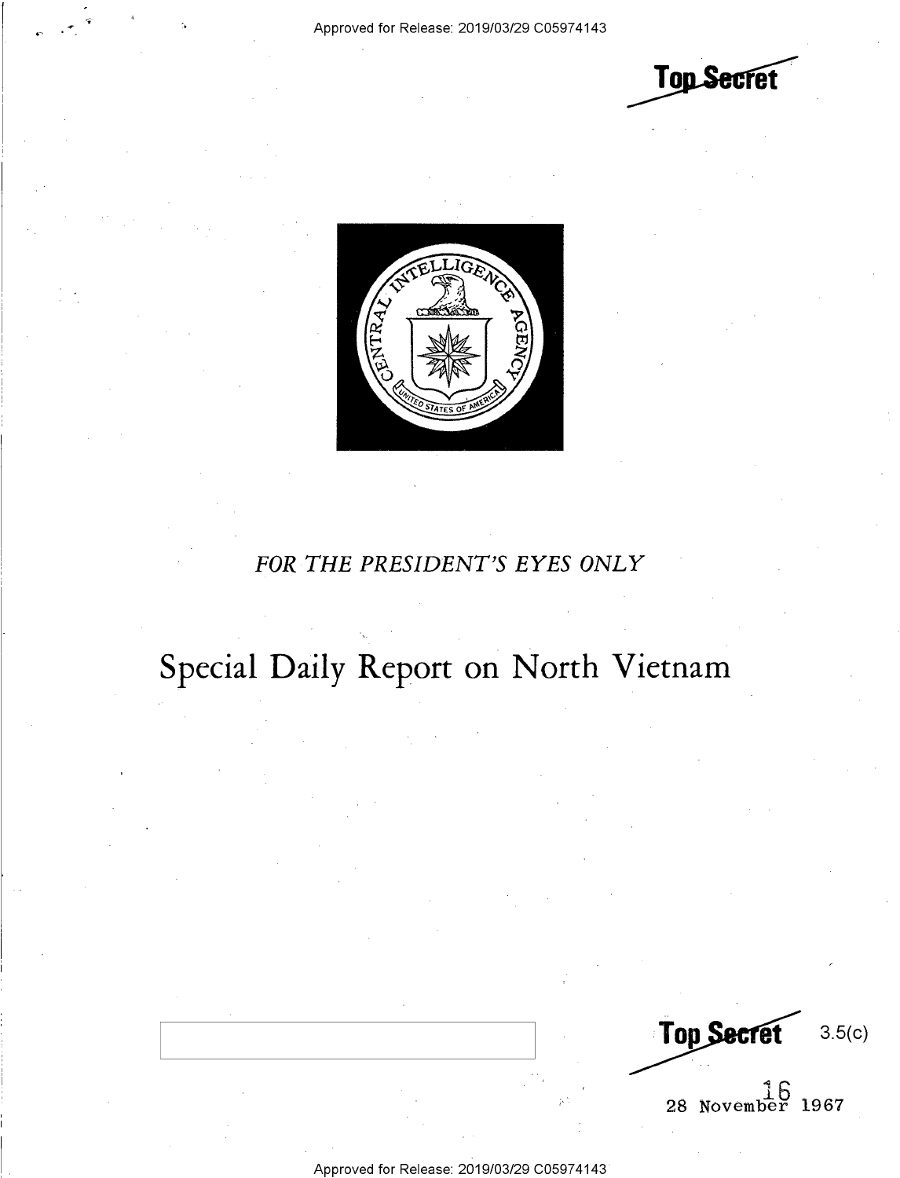Top Secret

FOR THE PRESIDENT'S EYES ONLY

# Special Daily Report on North Vietnam

Top Secret 3.5(c)

16

28 November 1967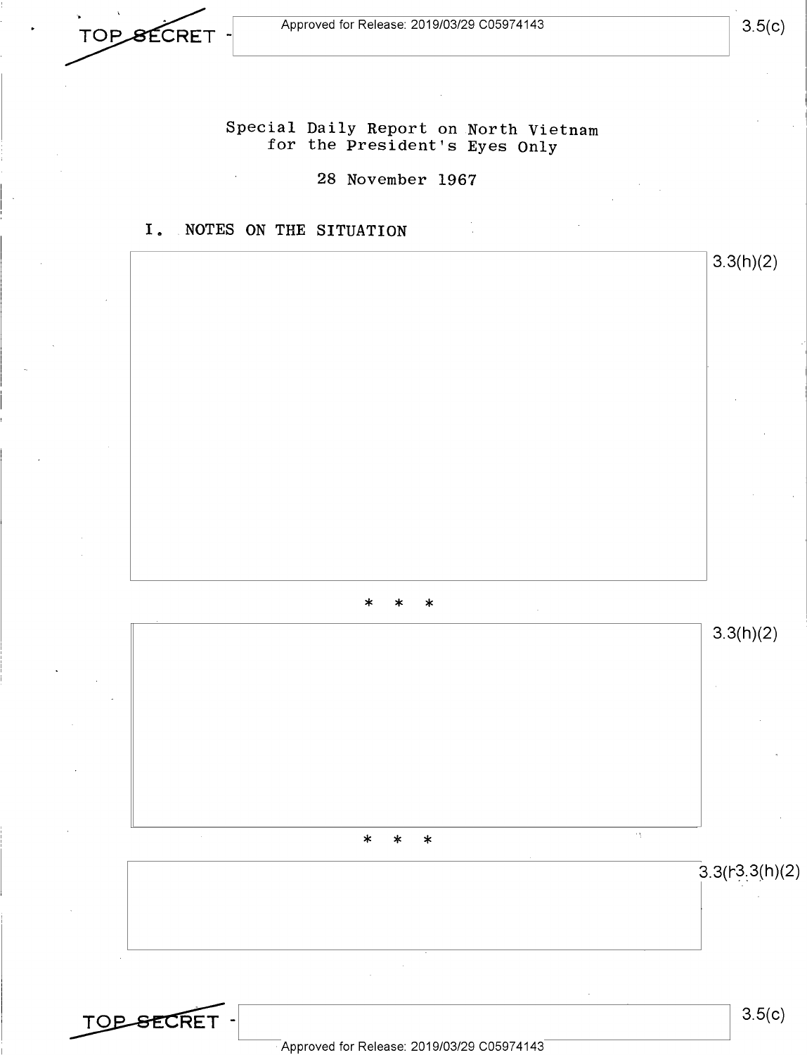Special Daily Report on North Vietnam for the President's Eyes Only

28 November 1967

## I. NOTES ON THE SITUATION

3.3(h)(2)

* * *

3.3(h)(2)

* * *

3.3(h)(2)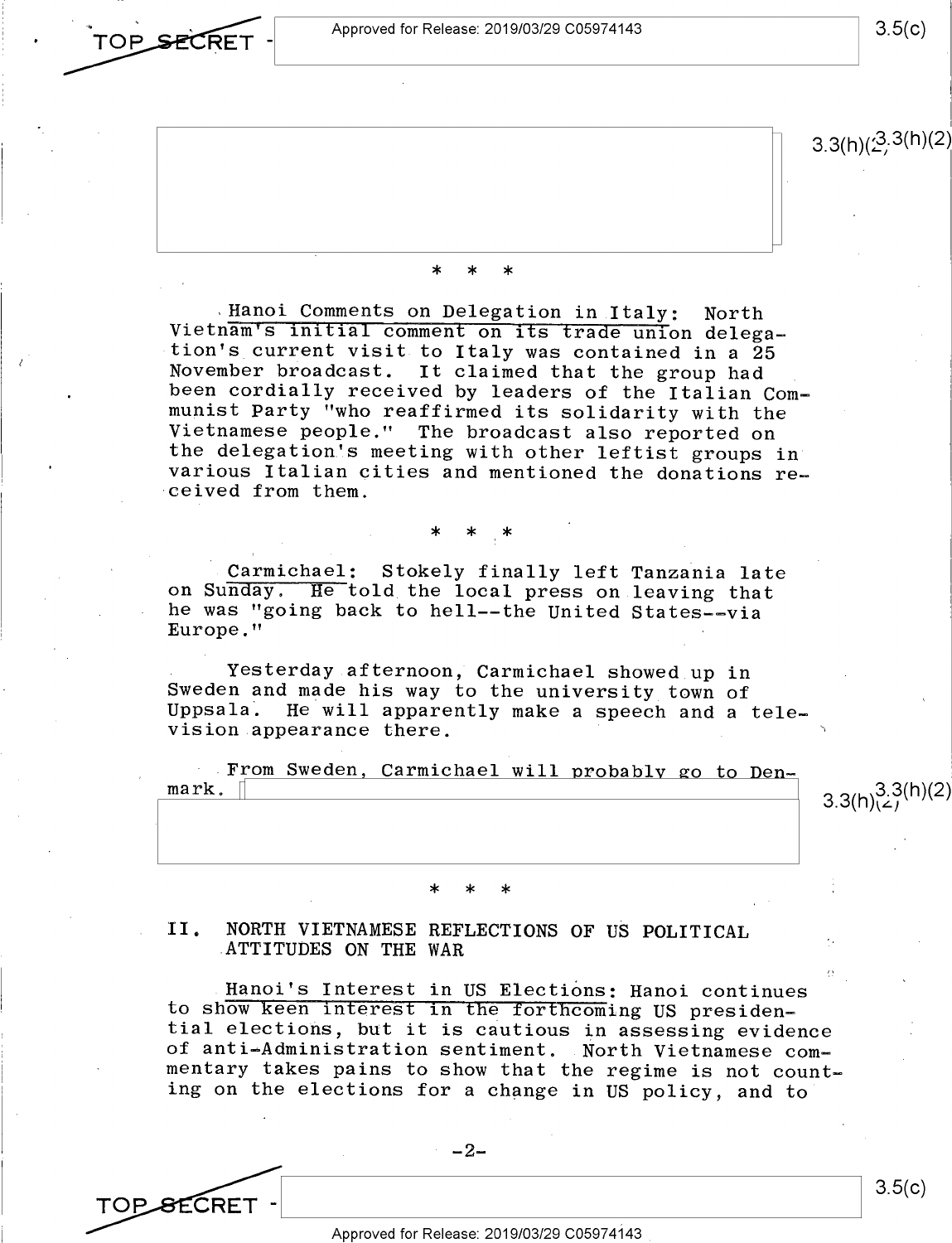\* \* \*

Hanoi Comments on Delegation in Italy: North Vietnam's initial comment on its trade union delegation's current visit to Italy was contained in a 25 November broadcast. It claimed that the group had been cordially received by leaders of the Italian Communist Party "who reaffirmed its solidarity with the Vietnamese people." The broadcast also reported on the delegation's meeting with other leftist groups in various Italian cities and mentioned the donations received from them.

\* \* \*

Carmichael: Stokely finally left Tanzania late on Sunday. He told the local press on leaving that he was "going back to hell--the United States--via Europe."

Yesterday afternoon, Carmichael showed up in Sweden and made his way to the university town of Uppsala. He will apparently make a speech and a television appearance there.

From Sweden, Carmichael will probably go to Denmark.

\* \* \*

## II. NORTH VIETNAMESE REFLECTIONS OF US POLITICAL ATTITUDES ON THE WAR

Hanoi's Interest in US Elections: Hanoi continues to show keen interest in the forthcoming US presidential elections, but it is cautious in assessing evidence of anti-Administration sentiment. North Vietnamese commentary takes pains to show that the regime is not counting on the elections for a change in US policy, and to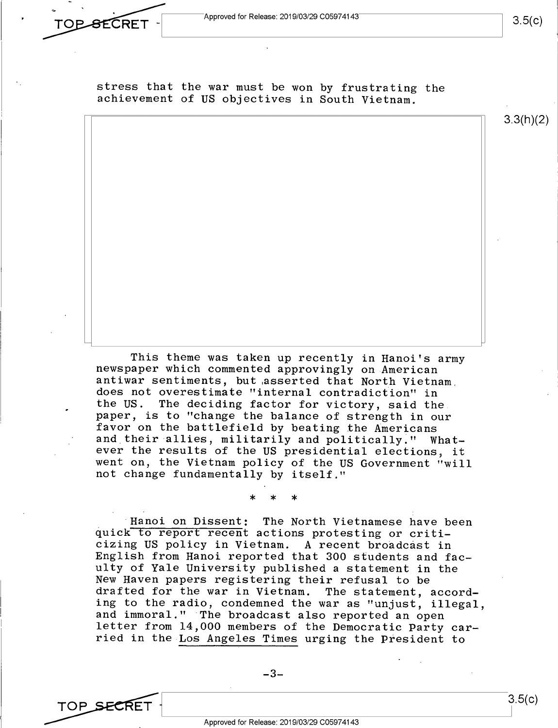stress that the war must be won by frustrating the achievement of US objectives in South Vietnam.

This theme was taken up recently in Hanoi's army newspaper which commented approvingly on American antiwar sentiments, but asserted that North Vietnam does not overestimate "internal contradiction" in the US. The deciding factor for victory, said the paper, is to "change the balance of strength in our favor on the battlefield by beating the Americans and their allies, militarily and politically." Whatever the results of the US presidential elections, it went on, the Vietnam policy of the US Government "will not change fundamentally by itself."

\* \* \*

Hanoi on Dissent: The North Vietnamese have been quick to report recent actions protesting or criticizing US policy in Vietnam. A recent broadcast in English from Hanoi reported that 300 students and faculty of Yale University published a statement in the New Haven papers registering their refusal to be drafted for the war in Vietnam. The statement, according to the radio, condemned the war as "unjust, illegal, and immoral." The broadcast also reported an open letter from 14,000 members of the Democratic Party carried in the Los Angeles Times urging the President to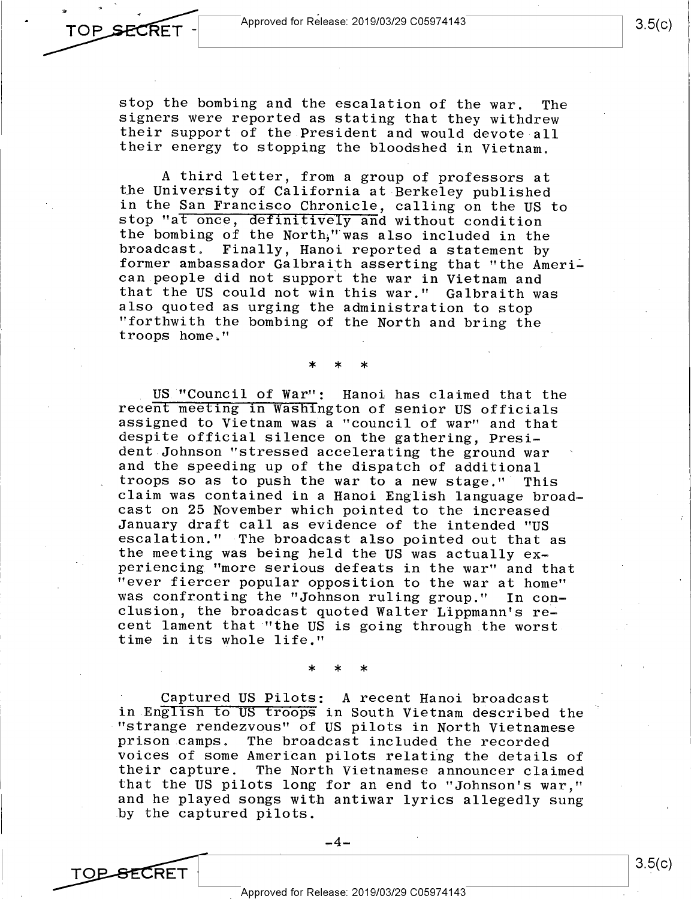stop the bombing and the escalation of the war. The signers were reported as stating that they withdrew their support of the President and would devote all their energy to stopping the bloodshed in Vietnam.

A third letter, from a group of professors at the University of California at Berkeley published in the <u>San Francisco Chronicle</u>, calling on the US to stop "at once, definitively and without condition the bombing of the North," was also included in the broadcast. Finally, Hanoi reported a statement by former ambassador Galbraith asserting that "the American people did not support the war in Vietnam and that the US could not win this war." Galbraith was also quoted as urging the administration to stop "forthwith the bombing of the North and bring the troops home."

\* \* \*

<u>US "Council of War"</u>: Hanoi has claimed that the recent meeting in Washington of senior US officials assigned to Vietnam was a "council of war" and that despite official silence on the gathering, President Johnson "stressed accelerating the ground war and the speeding up of the dispatch of additional troops so as to push the war to a new stage." This claim was contained in a Hanoi English language broadcast on 25 November which pointed to the increased January draft call as evidence of the intended "US escalation." The broadcast also pointed out that as the meeting was being held the US was actually experiencing "more serious defeats in the war" and that "ever fiercer popular opposition to the war at home" was confronting the "Johnson ruling group." In conclusion, the broadcast quoted Walter Lippmann's recent lament that "the US is going through the worst time in its whole life."

\* \* \*

<u>Captured US Pilots</u>: A recent Hanoi broadcast in English to US troops in South Vietnam described the "strange rendezvous" of US pilots in North Vietnamese prison camps. The broadcast included the recorded voices of some American pilots relating the details of their capture. The North Vietnamese announcer claimed that the US pilots long for an end to "Johnson's war," and he played songs with antiwar lyrics allegedly sung by the captured pilots.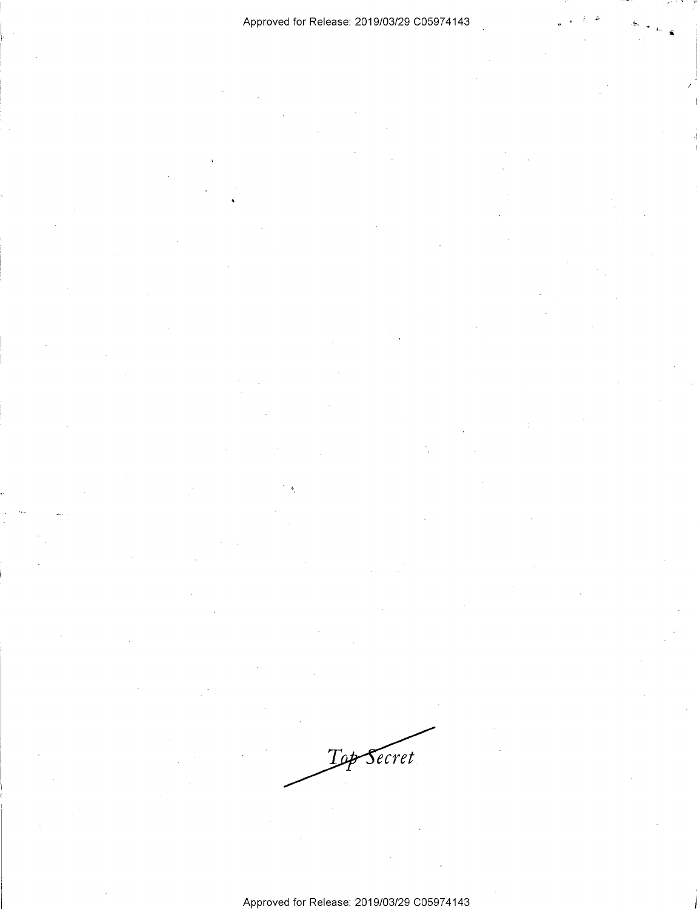Top Secret